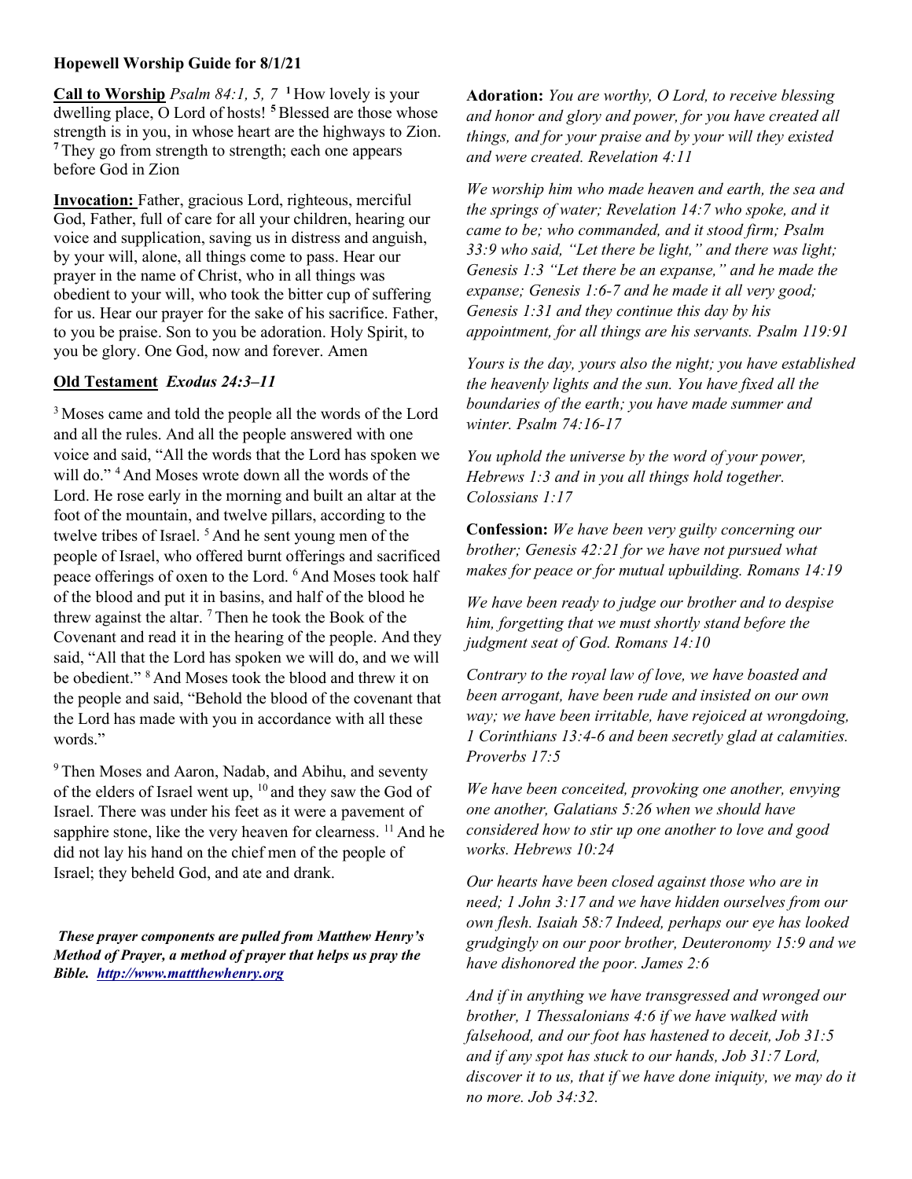**Hopewell Worship Guide for 8/1/21**

**Call to Worship** *Psalm 84:1, 5, 7* **1** How lovely is your dwelling place, O Lord of hosts! **5** Blessed are those whose strength is in you, in whose heart are the highways to Zion. **7** They go from strength to strength; each one appears before God in Zion

**Invocation:** Father, gracious Lord, righteous, merciful God, Father, full of care for all your children, hearing our voice and supplication, saving us in distress and anguish, by your will, alone, all things come to pass. Hear our prayer in the name of Christ, who in all things was obedient to your will, who took the bitter cup of suffering for us. Hear our prayer for the sake of his sacrifice. Father, to you be praise. Son to you be adoration. Holy Spirit, to you be glory. One God, now and forever. Amen

**Old Testament** ***Exodus 24:3–11***

3 Moses came and told the people all the words of the Lord and all the rules. And all the people answered with one voice and said, "All the words that the Lord has spoken we will do." 4 And Moses wrote down all the words of the Lord. He rose early in the morning and built an altar at the foot of the mountain, and twelve pillars, according to the twelve tribes of Israel. 5 And he sent young men of the people of Israel, who offered burnt offerings and sacrificed peace offerings of oxen to the Lord. 6 And Moses took half of the blood and put it in basins, and half of the blood he threw against the altar. 7 Then he took the Book of the Covenant and read it in the hearing of the people. And they said, "All that the Lord has spoken we will do, and we will be obedient." 8 And Moses took the blood and threw it on the people and said, "Behold the blood of the covenant that the Lord has made with you in accordance with all these words."

9 Then Moses and Aaron, Nadab, and Abihu, and seventy of the elders of Israel went up, 10 and they saw the God of Israel. There was under his feet as it were a pavement of sapphire stone, like the very heaven for clearness. 11 And he did not lay his hand on the chief men of the people of Israel; they beheld God, and ate and drank.

***These prayer components are pulled from Matthew Henry's Method of Prayer, a method of prayer that helps us pray the Bible.*** ***http://www.mattthewhenry.org***

**Adoration:** *You are worthy, O Lord, to receive blessing and honor and glory and power, for you have created all things, and for your praise and by your will they existed and were created. Revelation 4:11*

*We worship him who made heaven and earth, the sea and the springs of water; Revelation 14:7 who spoke, and it came to be; who commanded, and it stood firm; Psalm 33:9 who said, "Let there be light," and there was light; Genesis 1:3 "Let there be an expanse," and he made the expanse; Genesis 1:6-7 and he made it all very good; Genesis 1:31 and they continue this day by his appointment, for all things are his servants. Psalm 119:91*

*Yours is the day, yours also the night; you have established the heavenly lights and the sun. You have fixed all the boundaries of the earth; you have made summer and winter. Psalm 74:16-17*

*You uphold the universe by the word of your power, Hebrews 1:3 and in you all things hold together. Colossians 1:17*

**Confession:** *We have been very guilty concerning our brother; Genesis 42:21 for we have not pursued what makes for peace or for mutual upbuilding. Romans 14:19*

*We have been ready to judge our brother and to despise him, forgetting that we must shortly stand before the judgment seat of God. Romans 14:10*

*Contrary to the royal law of love, we have boasted and been arrogant, have been rude and insisted on our own way; we have been irritable, have rejoiced at wrongdoing, 1 Corinthians 13:4-6 and been secretly glad at calamities. Proverbs 17:5*

*We have been conceited, provoking one another, envying one another, Galatians 5:26 when we should have considered how to stir up one another to love and good works. Hebrews 10:24*

*Our hearts have been closed against those who are in need; 1 John 3:17 and we have hidden ourselves from our own flesh. Isaiah 58:7 Indeed, perhaps our eye has looked grudgingly on our poor brother, Deuteronomy 15:9 and we have dishonored the poor. James 2:6*

*And if in anything we have transgressed and wronged our brother, 1 Thessalonians 4:6 if we have walked with falsehood, and our foot has hastened to deceit, Job 31:5 and if any spot has stuck to our hands, Job 31:7 Lord, discover it to us, that if we have done iniquity, we may do it no more. Job 34:32.*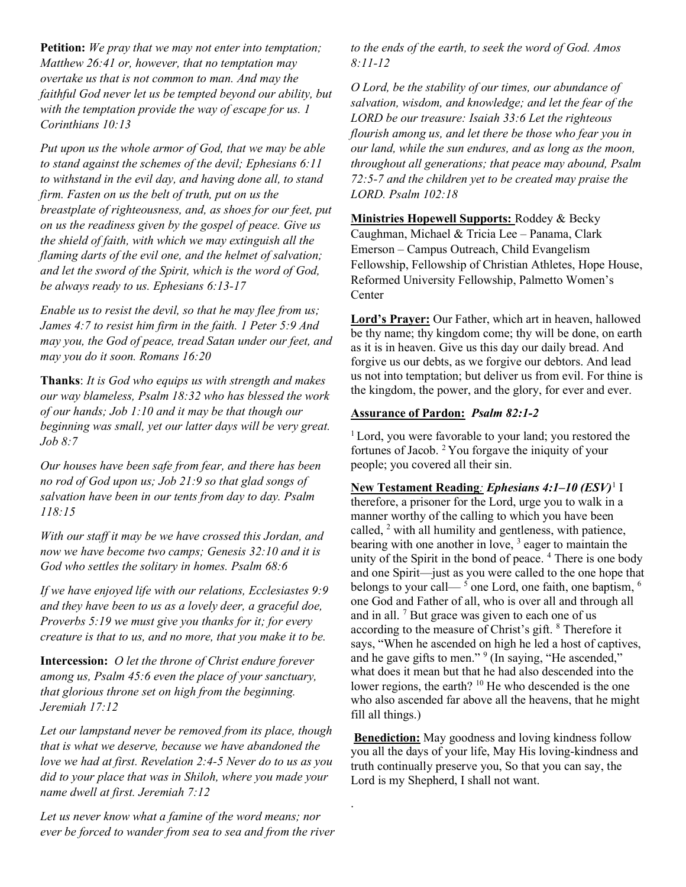**Petition:** *We pray that we may not enter into temptation; Matthew 26:41 or, however, that no temptation may overtake us that is not common to man. And may the faithful God never let us be tempted beyond our ability, but with the temptation provide the way of escape for us. 1 Corinthians 10:13*

*Put upon us the whole armor of God, that we may be able to stand against the schemes of the devil; Ephesians 6:11 to withstand in the evil day, and having done all, to stand firm. Fasten on us the belt of truth, put on us the breastplate of righteousness, and, as shoes for our feet, put on us the readiness given by the gospel of peace. Give us the shield of faith, with which we may extinguish all the flaming darts of the evil one, and the helmet of salvation; and let the sword of the Spirit, which is the word of God, be always ready to us. Ephesians 6:13-17*

*Enable us to resist the devil, so that he may flee from us; James 4:7 to resist him firm in the faith. 1 Peter 5:9 And may you, the God of peace, tread Satan under our feet, and may you do it soon. Romans 16:20*

**Thanks**: *It is God who equips us with strength and makes our way blameless, Psalm 18:32 who has blessed the work of our hands; Job 1:10 and it may be that though our beginning was small, yet our latter days will be very great. Job 8:7*

*Our houses have been safe from fear, and there has been no rod of God upon us; Job 21:9 so that glad songs of salvation have been in our tents from day to day. Psalm 118:15*

*With our staff it may be we have crossed this Jordan, and now we have become two camps; Genesis 32:10 and it is God who settles the solitary in homes. Psalm 68:6*

*If we have enjoyed life with our relations, Ecclesiastes 9:9 and they have been to us as a lovely deer, a graceful doe, Proverbs 5:19 we must give you thanks for it; for every creature is that to us, and no more, that you make it to be.*

**Intercession:** *O let the throne of Christ endure forever among us, Psalm 45:6 even the place of your sanctuary, that glorious throne set on high from the beginning. Jeremiah 17:12*

*Let our lampstand never be removed from its place, though that is what we deserve, because we have abandoned the love we had at first. Revelation 2:4-5 Never do to us as you did to your place that was in Shiloh, where you made your name dwell at first. Jeremiah 7:12*

*Let us never know what a famine of the word means; nor ever be forced to wander from sea to sea and from the river to the ends of the earth, to seek the word of God. Amos 8:11-12*

*O Lord, be the stability of our times, our abundance of salvation, wisdom, and knowledge; and let the fear of the LORD be our treasure: Isaiah 33:6 Let the righteous flourish among us, and let there be those who fear you in our land, while the sun endures, and as long as the moon, throughout all generations; that peace may abound, Psalm 72:5-7 and the children yet to be created may praise the LORD. Psalm 102:18*

**Ministries Hopewell Supports:** Roddey & Becky Caughman, Michael & Tricia Lee – Panama, Clark Emerson – Campus Outreach, Child Evangelism Fellowship, Fellowship of Christian Athletes, Hope House, Reformed University Fellowship, Palmetto Women's Center

**Lord's Prayer:** Our Father, which art in heaven, hallowed be thy name; thy kingdom come; thy will be done, on earth as it is in heaven. Give us this day our daily bread. And forgive us our debts, as we forgive our debtors. And lead us not into temptation; but deliver us from evil. For thine is the kingdom, the power, and the glory, for ever and ever.

**Assurance of Pardon:** ***Psalm 82:1-2***

[1] Lord, you were favorable to your land; you restored the fortunes of Jacob. [2] You forgave the iniquity of your people; you covered all their sin.

**New Testament Reading*: Ephesians 4:1–10 (ESV)*** [1] I therefore, a prisoner for the Lord, urge you to walk in a manner worthy of the calling to which you have been called, [2] with all humility and gentleness, with patience, bearing with one another in love, [3] eager to maintain the unity of the Spirit in the bond of peace. [4] There is one body and one Spirit—just as you were called to the one hope that belongs to your call— [5] one Lord, one faith, one baptism, [6] one God and Father of all, who is over all and through all and in all. [7] But grace was given to each one of us according to the measure of Christ's gift. [8] Therefore it says, "When he ascended on high he led a host of captives, and he gave gifts to men." [9] (In saying, "He ascended," what does it mean but that he had also descended into the lower regions, the earth? [10] He who descended is the one who also ascended far above all the heavens, that he might fill all things.)

**Benediction:** May goodness and loving kindness follow you all the days of your life, May His loving-kindness and truth continually preserve you, So that you can say, the Lord is my Shepherd, I shall not want.

.